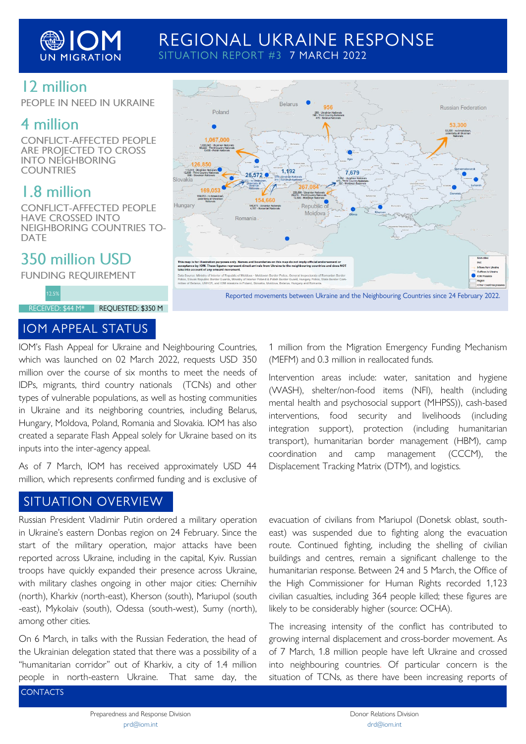# REGIONAL UKRAINE RESPONSE

SITUATION REPORT #3 7 MARCH 2022

## 12 million

PEOPLE IN NEED IN UKRAINE

## 4 million

CONFLICT-AFFECTED PEOPLE ARE PROJECTED TO CROSS INTO NEIGHBORING COUNTRIES

## 1.8 million

CONFLICT-AFFECTED PEOPLE HAVE CROSSED INTO NEIGHBORING COUNTRIES TO-DATE

## 350 million USD

FUNDING REQUIREMENT

12.5%

RECEIVED: $44 M* REQUESTED: $350 M

Reported movements between Ukraine and the Neighbouring Countries since 24 February 2022.

## IOM APPEAL STATUS

IOM's Flash Appeal for Ukraine and Neighbouring Countries, which was launched on 02 March 2022, requests USD 350 million over the course of six months to meet the needs of IDPs, migrants, third country nationals (TCNs) and other types of vulnerable populations, as well as hosting communities in Ukraine and its neighboring countries, including Belarus, Hungary, Moldova, Poland, Romania and Slovakia. IOM has also created a separate Flash Appeal solely for Ukraine based on its inputs into the inter-agency appeal.

As of 7 March, IOM has received approximately USD 44 million, which represents confirmed funding and is exclusive of 1 million from the Migration Emergency Funding Mechanism (MEFM) and 0.3 million in reallocated funds.

Intervention areas include: water, sanitation and hygiene (WASH), shelter/non-food items (NFI), health (including mental health and psychosocial support (MHPSS)), cash-based interventions, food security and livelihoods (including integration support), protection (including humanitarian transport), humanitarian border management (HBM), camp coordination and camp management (CCCM), the Displacement Tracking Matrix (DTM), and logistics.

## SITUATION OVERVIEW

Russian President Vladimir Putin ordered a military operation in Ukraine's eastern Donbas region on 24 February. Since the start of the military operation, major attacks have been reported across Ukraine, including in the capital, Kyiv. Russian troops have quickly expanded their presence across Ukraine, with military clashes ongoing in other major cities: Chernihiv (north), Kharkiv (north-east), Kherson (south), Mariupol (south -east), Mykolaiv (south), Odessa (south-west), Sumy (north), among other cities.

On 6 March, in talks with the Russian Federation, the head of the Ukrainian delegation stated that there was a possibility of a "humanitarian corridor" out of Kharkiv, a city of 1.4 million people in north-eastern Ukraine. That same day, the evacuation of civilians from Mariupol (Donetsk oblast, south-east) was suspended due to fighting along the evacuation route. Continued fighting, including the shelling of civilian buildings and centres, remain a significant challenge to the humanitarian response. Between 24 and 5 March, the Office of the High Commissioner for Human Rights recorded 1,123 civilian casualties, including 364 people killed; these figures are likely to be considerably higher (source: OCHA).

The increasing intensity of the conflict has contributed to growing internal displacement and cross-border movement. As of 7 March, 1.8 million people have left Ukraine and crossed into neighbouring countries. Of particular concern is the situation of TCNs, as there have been increasing reports of

CONTACTS

Preparedness and Response Division
prd@iom.int

Donor Relations Division
drd@iom.int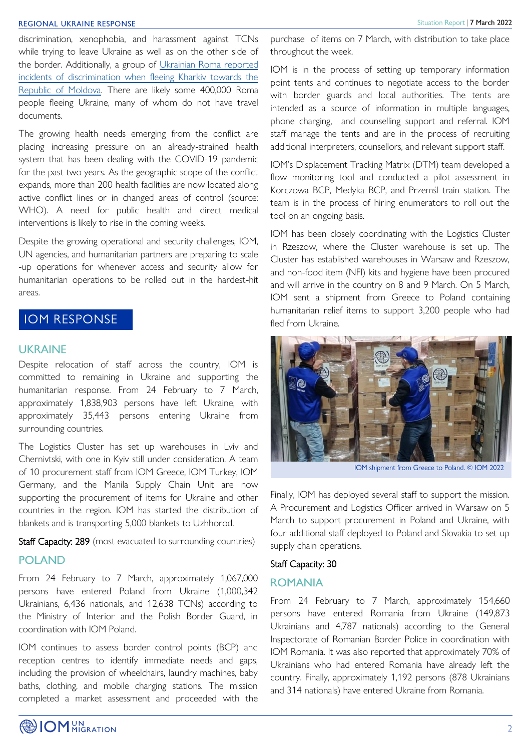discrimination, xenophobia, and harassment against TCNs while trying to leave Ukraine as well as on the other side of the border. Additionally, a group of Ukrainian Roma reported incidents of discrimination when fleeing Kharkiv towards the Republic of Moldova. There are likely some 400,000 Roma people fleeing Ukraine, many of whom do not have travel documents.

The growing health needs emerging from the conflict are placing increasing pressure on an already-strained health system that has been dealing with the COVID-19 pandemic for the past two years. As the geographic scope of the conflict expands, more than 200 health facilities are now located along active conflict lines or in changed areas of control (source: WHO). A need for public health and direct medical interventions is likely to rise in the coming weeks.

Despite the growing operational and security challenges, IOM, UN agencies, and humanitarian partners are preparing to scale -up operations for whenever access and security allow for humanitarian operations to be rolled out in the hardest-hit areas.

# IOM RESPONSE

## UKRAINE

Despite relocation of staff across the country, IOM is committed to remaining in Ukraine and supporting the humanitarian response. From 24 February to 7 March, approximately 1,838,903 persons have left Ukraine, with approximately 35,443 persons entering Ukraine from surrounding countries.

The Logistics Cluster has set up warehouses in Lviv and Chernivtski, with one in Kyiv still under consideration. A team of 10 procurement staff from IOM Greece, IOM Turkey, IOM Germany, and the Manila Supply Chain Unit are now supporting the procurement of items for Ukraine and other countries in the region. IOM has started the distribution of blankets and is transporting 5,000 blankets to Uzhhorod.

Staff Capacity: 289 (most evacuated to surrounding countries)

## POLAND

From 24 February to 7 March, approximately 1,067,000 persons have entered Poland from Ukraine (1,000,342 Ukrainians, 6,436 nationals, and 12,638 TCNs) according to the Ministry of Interior and the Polish Border Guard, in coordination with IOM Poland.

IOM continues to assess border control points (BCP) and reception centres to identify immediate needs and gaps, including the provision of wheelchairs, laundry machines, baby baths, clothing, and mobile charging stations. The mission completed a market assessment and proceeded with the purchase of items on 7 March, with distribution to take place throughout the week.

IOM is in the process of setting up temporary information point tents and continues to negotiate access to the border with border guards and local authorities. The tents are intended as a source of information in multiple languages, phone charging, and counselling support and referral. IOM staff manage the tents and are in the process of recruiting additional interpreters, counsellors, and relevant support staff.

IOM's Displacement Tracking Matrix (DTM) team developed a flow monitoring tool and conducted a pilot assessment in Korczowa BCP, Medyka BCP, and Przemśl train station. The team is in the process of hiring enumerators to roll out the tool on an ongoing basis.

IOM has been closely coordinating with the Logistics Cluster in Rzeszow, where the Cluster warehouse is set up. The Cluster has established warehouses in Warsaw and Rzeszow, and non-food item (NFI) kits and hygiene have been procured and will arrive in the country on 8 and 9 March. On 5 March, IOM sent a shipment from Greece to Poland containing humanitarian relief items to support 3,200 people who had fled from Ukraine.

IOM shipment from Greece to Poland. © IOM 2022

Finally, IOM has deployed several staff to support the mission. A Procurement and Logistics Officer arrived in Warsaw on 5 March to support procurement in Poland and Ukraine, with four additional staff deployed to Poland and Slovakia to set up supply chain operations.

Staff Capacity: 30

## ROMANIA

From 24 February to 7 March, approximately 154,660 persons have entered Romania from Ukraine (149,873 Ukrainians and 4,787 nationals) according to the General Inspectorate of Romanian Border Police in coordination with IOM Romania. It was also reported that approximately 70% of Ukrainians who had entered Romania have already left the country. Finally, approximately 1,192 persons (878 Ukrainians and 314 nationals) have entered Ukraine from Romania.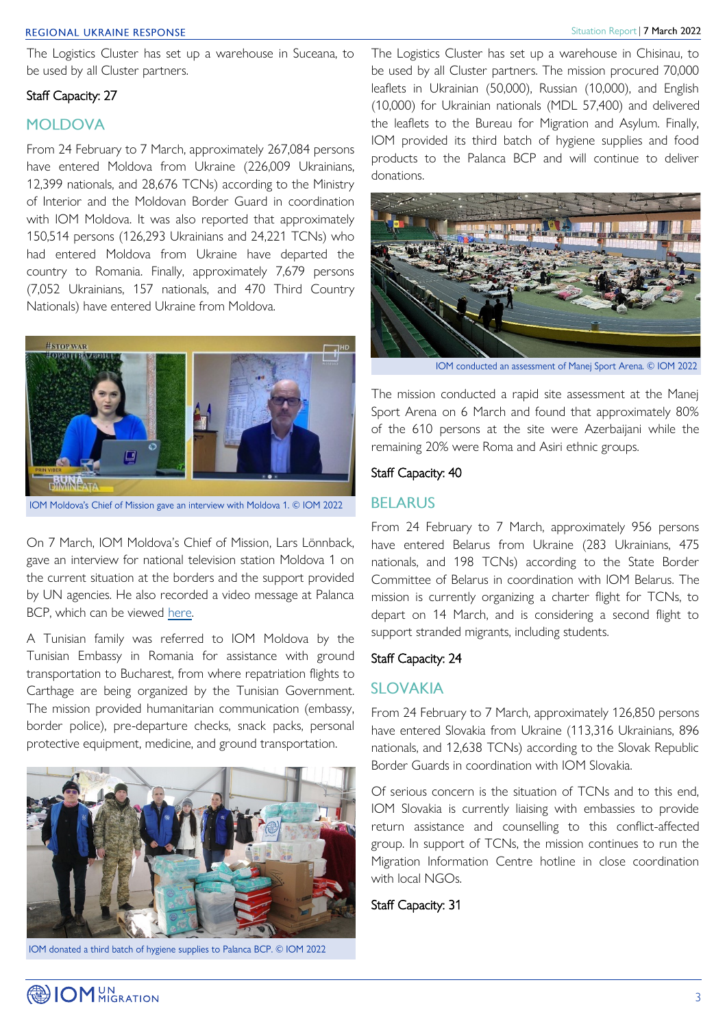The Logistics Cluster has set up a warehouse in Suceana, to be used by all Cluster partners.

Staff Capacity: 27

## MOLDOVA

From 24 February to 7 March, approximately 267,084 persons have entered Moldova from Ukraine (226,009 Ukrainians, 12,399 nationals, and 28,676 TCNs) according to the Ministry of Interior and the Moldovan Border Guard in coordination with IOM Moldova. It was also reported that approximately 150,514 persons (126,293 Ukrainians and 24,221 TCNs) who had entered Moldova from Ukraine have departed the country to Romania. Finally, approximately 7,679 persons (7,052 Ukrainians, 157 nationals, and 470 Third Country Nationals) have entered Ukraine from Moldova.

IOM Moldova's Chief of Mission gave an interview with Moldova 1. © IOM 2022

On 7 March, IOM Moldova's Chief of Mission, Lars Lönnback, gave an interview for national television station Moldova 1 on the current situation at the borders and the support provided by UN agencies. He also recorded a video message at Palanca BCP, which can be viewed here.

A Tunisian family was referred to IOM Moldova by the Tunisian Embassy in Romania for assistance with ground transportation to Bucharest, from where repatriation flights to Carthage are being organized by the Tunisian Government. The mission provided humanitarian communication (embassy, border police), pre-departure checks, snack packs, personal protective equipment, medicine, and ground transportation.

IOM donated a third batch of hygiene supplies to Palanca BCP. © IOM 2022

The Logistics Cluster has set up a warehouse in Chisinau, to be used by all Cluster partners. The mission procured 70,000 leaflets in Ukrainian (50,000), Russian (10,000), and English (10,000) for Ukrainian nationals (MDL 57,400) and delivered the leaflets to the Bureau for Migration and Asylum. Finally, IOM provided its third batch of hygiene supplies and food products to the Palanca BCP and will continue to deliver donations.

IOM conducted an assessment of Manej Sport Arena. © IOM 2022

The mission conducted a rapid site assessment at the Manej Sport Arena on 6 March and found that approximately 80% of the 610 persons at the site were Azerbaijani while the remaining 20% were Roma and Asiri ethnic groups.

Staff Capacity: 40

## BELARUS

From 24 February to 7 March, approximately 956 persons have entered Belarus from Ukraine (283 Ukrainians, 475 nationals, and 198 TCNs) according to the State Border Committee of Belarus in coordination with IOM Belarus. The mission is currently organizing a charter flight for TCNs, to depart on 14 March, and is considering a second flight to support stranded migrants, including students.

Staff Capacity: 24

## SLOVAKIA

From 24 February to 7 March, approximately 126,850 persons have entered Slovakia from Ukraine (113,316 Ukrainians, 896 nationals, and 12,638 TCNs) according to the Slovak Republic Border Guards in coordination with IOM Slovakia.

Of serious concern is the situation of TCNs and to this end, IOM Slovakia is currently liaising with embassies to provide return assistance and counselling to this conflict-affected group. In support of TCNs, the mission continues to run the Migration Information Centre hotline in close coordination with local NGOs.

Staff Capacity: 31